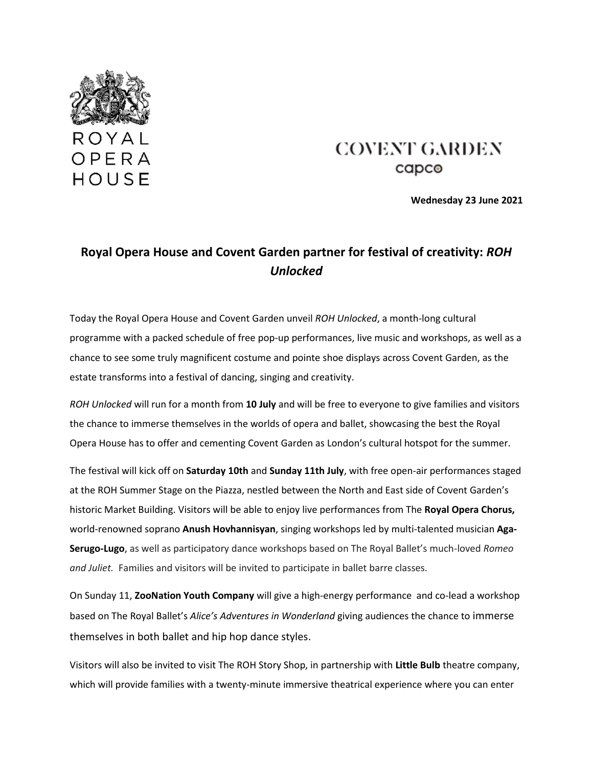ROYAL OPERA HOUSE

COVENT GARDEN
capco

**Wednesday 23 June 2021**

# Royal Opera House and Covent Garden partner for festival of creativity: *ROH Unlocked*

Today the Royal Opera House and Covent Garden unveil *ROH Unlocked*, a month-long cultural programme with a packed schedule of free pop-up performances, live music and workshops, as well as a chance to see some truly magnificent costume and pointe shoe displays across Covent Garden, as the estate transforms into a festival of dancing, singing and creativity.

*ROH Unlocked* will run for a month from **10 July** and will be free to everyone to give families and visitors the chance to immerse themselves in the worlds of opera and ballet, showcasing the best the Royal Opera House has to offer and cementing Covent Garden as London's cultural hotspot for the summer.

The festival will kick off on **Saturday 10th** and **Sunday 11th July**, with free open-air performances staged at the ROH Summer Stage on the Piazza, nestled between the North and East side of Covent Garden's historic Market Building. Visitors will be able to enjoy live performances from The **Royal Opera Chorus,** world-renowned soprano **Anush Hovhannisyan**, singing workshops led by multi-talented musician **Aga-Serugo-Lugo**, as well as participatory dance workshops based on The Royal Ballet's much-loved *Romeo and Juliet.* Families and visitors will be invited to participate in ballet barre classes.

On Sunday 11, **ZooNation Youth Company** will give a high-energy performance and co-lead a workshop based on The Royal Ballet's *Alice's Adventures in Wonderland* giving audiences the chance to immerse themselves in both ballet and hip hop dance styles.

Visitors will also be invited to visit The ROH Story Shop, in partnership with **Little Bulb** theatre company, which will provide families with a twenty-minute immersive theatrical experience where you can enter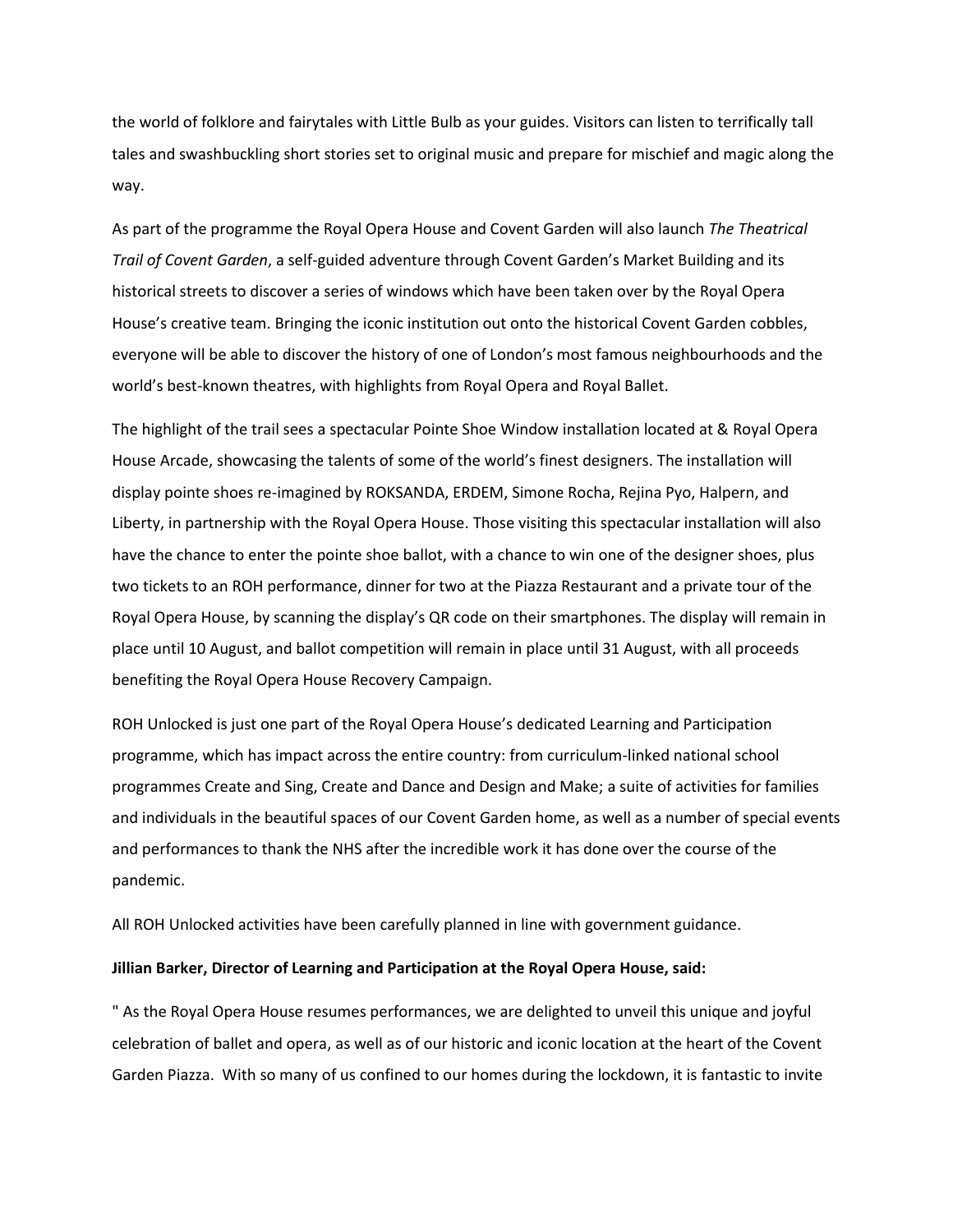the world of folklore and fairytales with Little Bulb as your guides. Visitors can listen to terrifically tall tales and swashbuckling short stories set to original music and prepare for mischief and magic along the way.

As part of the programme the Royal Opera House and Covent Garden will also launch *The Theatrical Trail of Covent Garden*, a self-guided adventure through Covent Garden's Market Building and its historical streets to discover a series of windows which have been taken over by the Royal Opera House's creative team. Bringing the iconic institution out onto the historical Covent Garden cobbles, everyone will be able to discover the history of one of London's most famous neighbourhoods and the world's best-known theatres, with highlights from Royal Opera and Royal Ballet.

The highlight of the trail sees a spectacular Pointe Shoe Window installation located at & Royal Opera House Arcade, showcasing the talents of some of the world's finest designers. The installation will display pointe shoes re-imagined by ROKSANDA, ERDEM, Simone Rocha, Rejina Pyo, Halpern, and Liberty, in partnership with the Royal Opera House. Those visiting this spectacular installation will also have the chance to enter the pointe shoe ballot, with a chance to win one of the designer shoes, plus two tickets to an ROH performance, dinner for two at the Piazza Restaurant and a private tour of the Royal Opera House, by scanning the display's QR code on their smartphones. The display will remain in place until 10 August, and ballot competition will remain in place until 31 August, with all proceeds benefiting the Royal Opera House Recovery Campaign.

ROH Unlocked is just one part of the Royal Opera House's dedicated Learning and Participation programme, which has impact across the entire country: from curriculum-linked national school programmes Create and Sing, Create and Dance and Design and Make; a suite of activities for families and individuals in the beautiful spaces of our Covent Garden home, as well as a number of special events and performances to thank the NHS after the incredible work it has done over the course of the pandemic.

All ROH Unlocked activities have been carefully planned in line with government guidance.

**Jillian Barker, Director of Learning and Participation at the Royal Opera House, said:**

" As the Royal Opera House resumes performances, we are delighted to unveil this unique and joyful celebration of ballet and opera, as well as of our historic and iconic location at the heart of the Covent Garden Piazza. With so many of us confined to our homes during the lockdown, it is fantastic to invite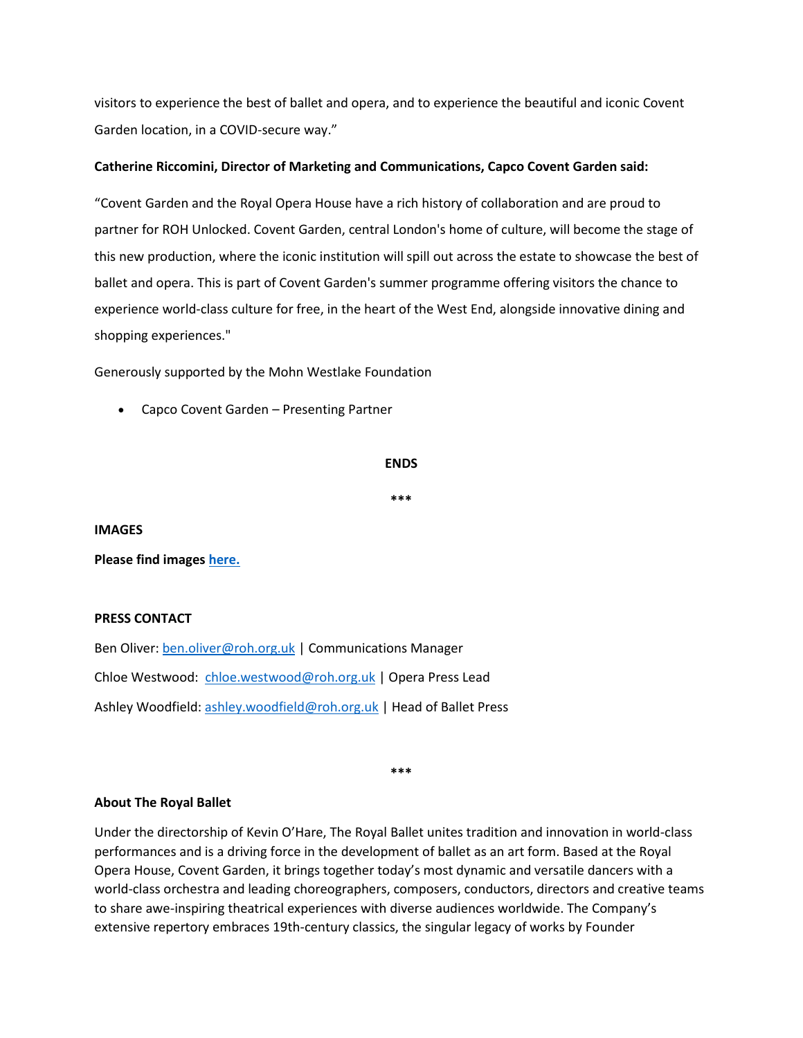visitors to experience the best of ballet and opera, and to experience the beautiful and iconic Covent Garden location, in a COVID-secure way."

**Catherine Riccomini, Director of Marketing and Communications, Capco Covent Garden said:**

"Covent Garden and the Royal Opera House have a rich history of collaboration and are proud to partner for ROH Unlocked. Covent Garden, central London's home of culture, will become the stage of this new production, where the iconic institution will spill out across the estate to showcase the best of ballet and opera. This is part of Covent Garden's summer programme offering visitors the chance to experience world-class culture for free, in the heart of the West End, alongside innovative dining and shopping experiences."

Generously supported by the Mohn Westlake Foundation

- Capco Covent Garden – Presenting Partner

**ENDS**

***

**IMAGES**

**Please find images here.**

**PRESS CONTACT**

Ben Oliver: ben.oliver@roh.org.uk | Communications Manager

Chloe Westwood: chloe.westwood@roh.org.uk | Opera Press Lead

Ashley Woodfield: ashley.woodfield@roh.org.uk | Head of Ballet Press

***

**About The Royal Ballet**

Under the directorship of Kevin O'Hare, The Royal Ballet unites tradition and innovation in world-class performances and is a driving force in the development of ballet as an art form. Based at the Royal Opera House, Covent Garden, it brings together today's most dynamic and versatile dancers with a world-class orchestra and leading choreographers, composers, conductors, directors and creative teams to share awe-inspiring theatrical experiences with diverse audiences worldwide. The Company's extensive repertory embraces 19th-century classics, the singular legacy of works by Founder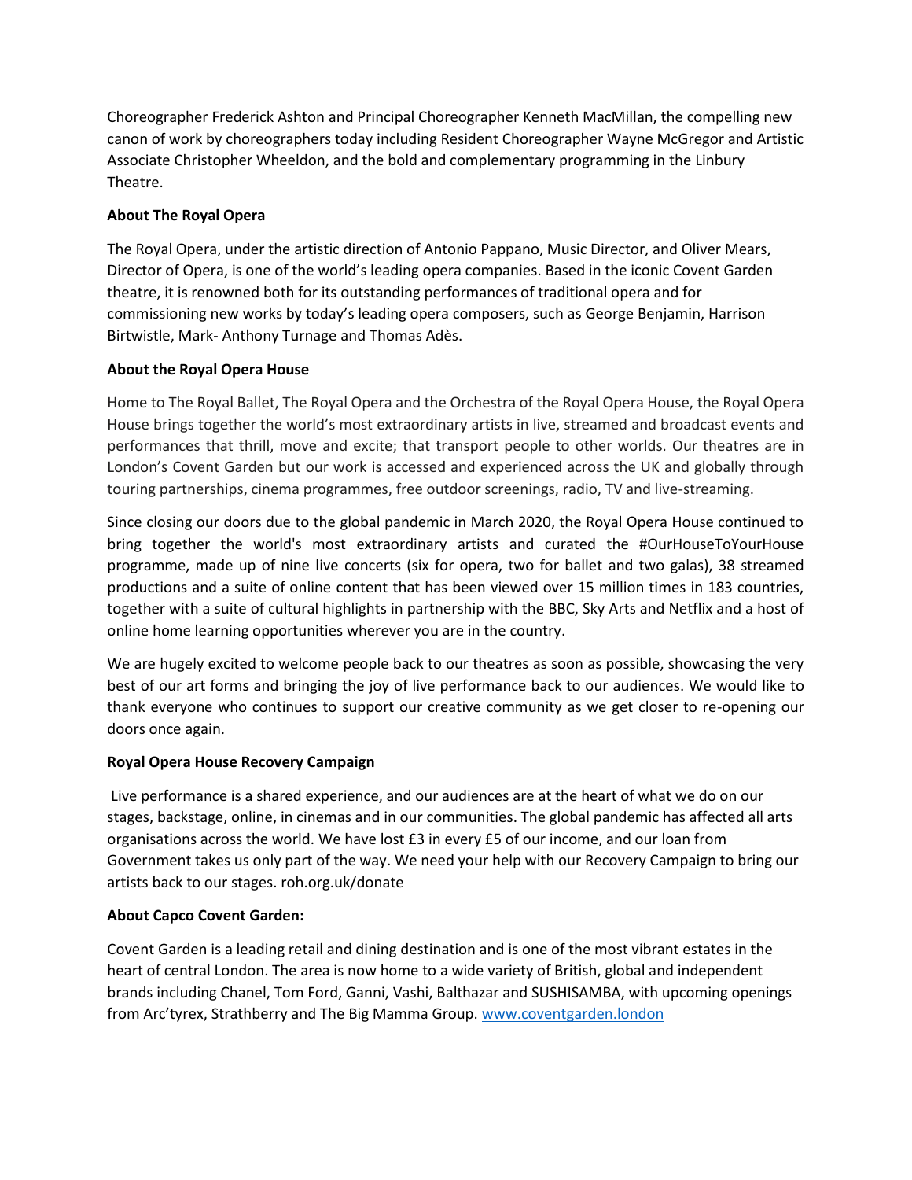Choreographer Frederick Ashton and Principal Choreographer Kenneth MacMillan, the compelling new canon of work by choreographers today including Resident Choreographer Wayne McGregor and Artistic Associate Christopher Wheeldon, and the bold and complementary programming in the Linbury Theatre.

**About The Royal Opera**

The Royal Opera, under the artistic direction of Antonio Pappano, Music Director, and Oliver Mears, Director of Opera, is one of the world's leading opera companies. Based in the iconic Covent Garden theatre, it is renowned both for its outstanding performances of traditional opera and for commissioning new works by today's leading opera composers, such as George Benjamin, Harrison Birtwistle, Mark- Anthony Turnage and Thomas Adès.

**About the Royal Opera House**

Home to The Royal Ballet, The Royal Opera and the Orchestra of the Royal Opera House, the Royal Opera House brings together the world's most extraordinary artists in live, streamed and broadcast events and performances that thrill, move and excite; that transport people to other worlds. Our theatres are in London's Covent Garden but our work is accessed and experienced across the UK and globally through touring partnerships, cinema programmes, free outdoor screenings, radio, TV and live-streaming.

Since closing our doors due to the global pandemic in March 2020, the Royal Opera House continued to bring together the world's most extraordinary artists and curated the #OurHouseToYourHouse programme, made up of nine live concerts (six for opera, two for ballet and two galas), 38 streamed productions and a suite of online content that has been viewed over 15 million times in 183 countries, together with a suite of cultural highlights in partnership with the BBC, Sky Arts and Netflix and a host of online home learning opportunities wherever you are in the country.

We are hugely excited to welcome people back to our theatres as soon as possible, showcasing the very best of our art forms and bringing the joy of live performance back to our audiences. We would like to thank everyone who continues to support our creative community as we get closer to re-opening our doors once again.

**Royal Opera House Recovery Campaign**

Live performance is a shared experience, and our audiences are at the heart of what we do on our stages, backstage, online, in cinemas and in our communities. The global pandemic has affected all arts organisations across the world. We have lost £3 in every £5 of our income, and our loan from Government takes us only part of the way. We need your help with our Recovery Campaign to bring our artists back to our stages. roh.org.uk/donate

**About Capco Covent Garden:**

Covent Garden is a leading retail and dining destination and is one of the most vibrant estates in the heart of central London. The area is now home to a wide variety of British, global and independent brands including Chanel, Tom Ford, Ganni, Vashi, Balthazar and SUSHISAMBA, with upcoming openings from Arc'tyrex, Strathberry and The Big Mamma Group. [www.coventgarden.london](www.coventgarden.london)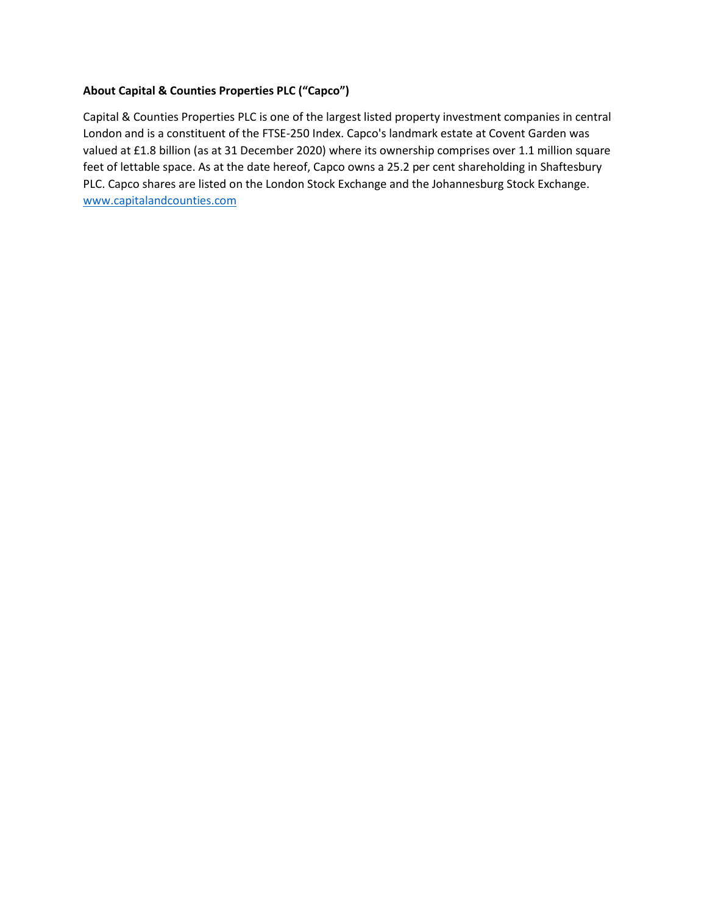**About Capital & Counties Properties PLC ("Capco")**

Capital & Counties Properties PLC is one of the largest listed property investment companies in central London and is a constituent of the FTSE-250 Index. Capco's landmark estate at Covent Garden was valued at £1.8 billion (as at 31 December 2020) where its ownership comprises over 1.1 million square feet of lettable space. As at the date hereof, Capco owns a 25.2 per cent shareholding in Shaftesbury PLC. Capco shares are listed on the London Stock Exchange and the Johannesburg Stock Exchange. [www.capitalandcounties.com](http://www.capitalandcounties.com)